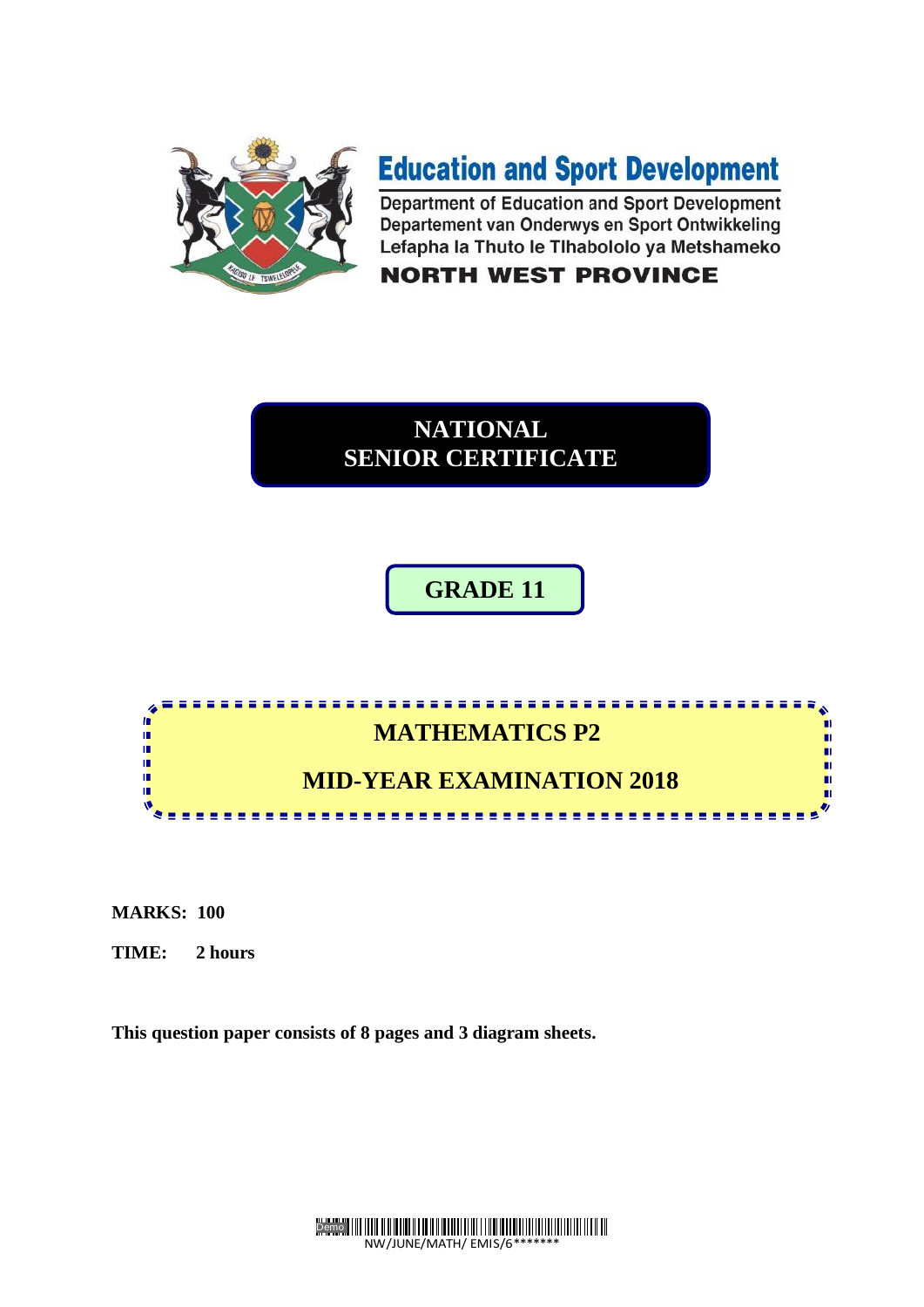**Education and Sport Development**

Department of Education and Sport Development
Departement van Onderwys en Sport Ontwikkeling
Lefapha la Thuto le Tlhabololo ya Metshameko

**NORTH WEST PROVINCE**

# NATIONAL SENIOR CERTIFICATE

## GRADE 11

## MATHEMATICS P2

## MID-YEAR EXAMINATION 2018

**MARKS: 100**

**TIME: 2 hours**

**This question paper consists of 8 pages and 3 diagram sheets.**

NW/JUNE/MATH/ EMIS/6*******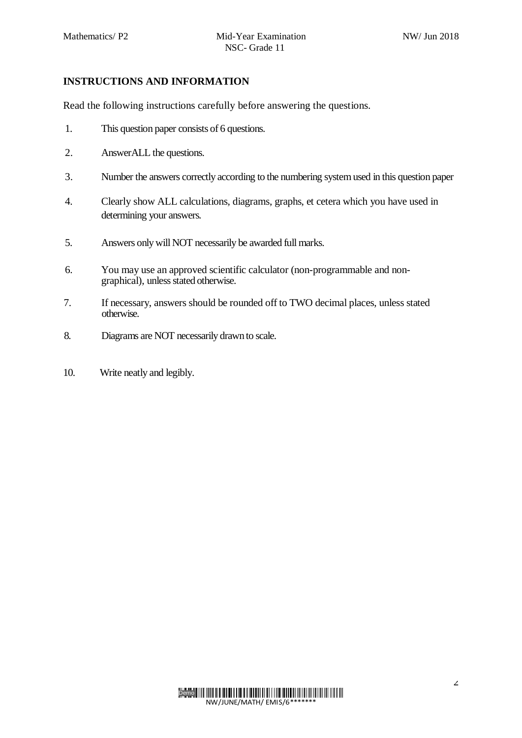**INSTRUCTIONS AND INFORMATION**

Read the following instructions carefully before answering the questions.

1. This question paper consists of 6 questions.
2. AnswerALL the questions.
3. Number the answers correctly according to the numbering system used in this question paper
4. Clearly show ALL calculations, diagrams, graphs, et cetera which you have used in determining your answers.
5. Answers only will NOT necessarily be awarded full marks.
6. You may use an approved scientific calculator (non-programmable and non-graphical), unless stated otherwise.
7. If necessary, answers should be rounded off to TWO decimal places, unless stated otherwise.
8. Diagrams are NOT necessarily drawn to scale.

10. Write neatly and legibly.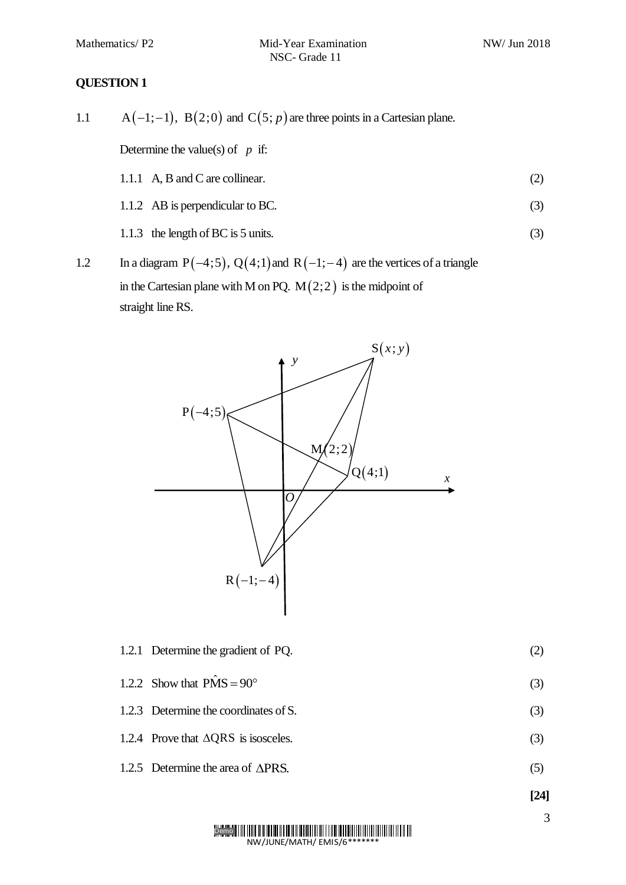## QUESTION 1

1.1 $A(-1;-1)$, $B(2;0)$ and $C(5;p)$ are three points in a Cartesian plane.

Determine the value(s) of $p$ if:

1.1.1 A, B and C are collinear. (2)

1.1.2 AB is perpendicular to BC. (3)

1.1.3 the length of BC is 5 units. (3)

1.2 In a diagram $P(-4;5)$, $Q(4;1)$ and $R(-1;-4)$ are the vertices of a triangle in the Cartesian plane with M on PQ. $M(2;2)$ is the midpoint of straight line RS.

$S(x;y)$

$y$

$P(-4;5)$

$M(2;2)$

$Q(4;1)$

$x$

$O$

$R(-1;-4)$

1.2.1 Determine the gradient of PQ. (2)

1.2.2 Show that $P\hat{M}S = 90°$ (3)

1.2.3 Determine the coordinates of S. (3)

1.2.4 Prove that $\Delta QRS$ is isosceles. (3)

1.2.5 Determine the area of $\Delta PRS$. (5)

**[24]**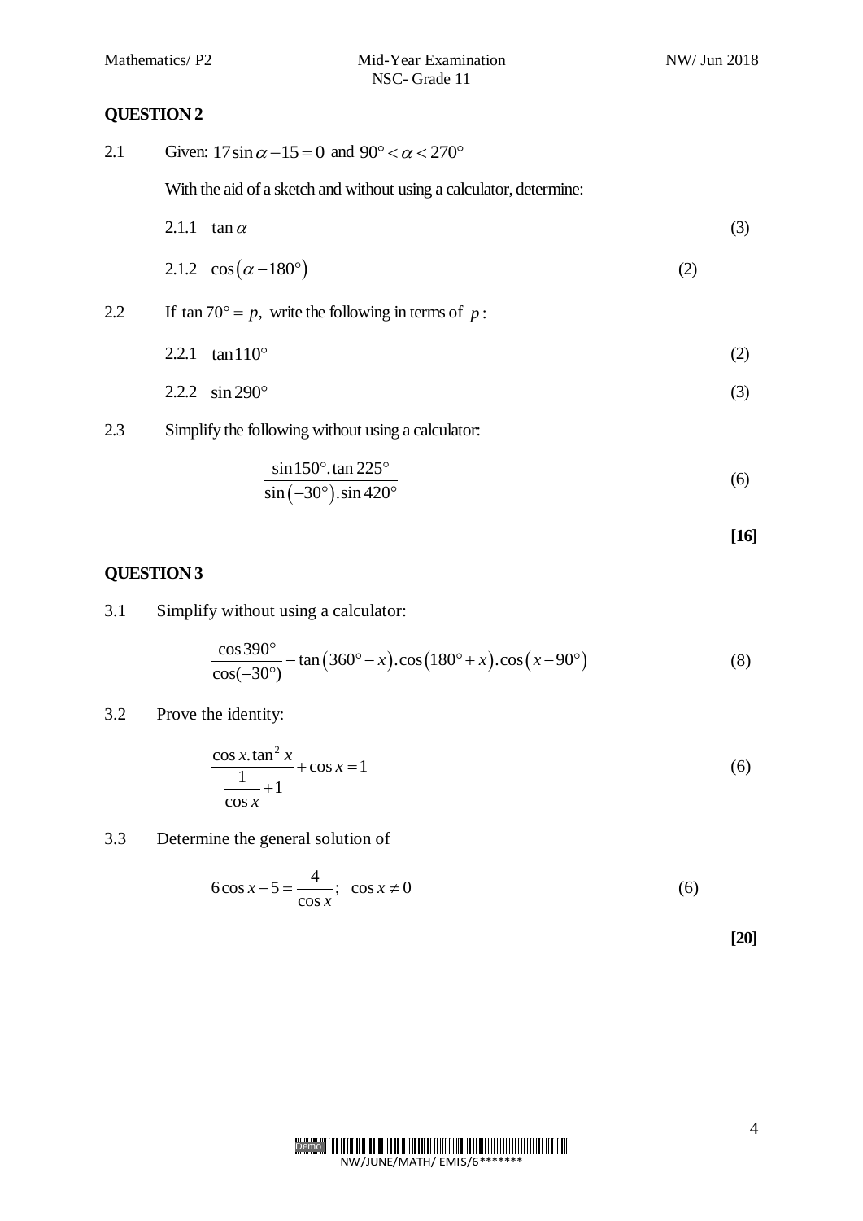## QUESTION 2

2.1 Given: $17\sin\alpha - 15 = 0$ and $90° < \alpha < 270°$

With the aid of a sketch and without using a calculator, determine:

2.1.1 $\tan\alpha$ (3)

2.1.2 $\cos(\alpha - 180°)$ (2)

2.2 If $\tan 70° = p$, write the following in terms of $p$:

2.2.1 $\tan 110°$ (2)

2.2.2 $\sin 290°$ (3)

2.3 Simplify the following without using a calculator:

$$\frac{\sin 150°.\tan 225°}{\sin(-30°).\sin 420°}$$ (6)

**[16]**

## QUESTION 3

3.1 Simplify without using a calculator:

$$\frac{\cos 390°}{\cos(-30°)} - \tan(360° - x).\cos(180° + x).\cos(x - 90°)$$ (8)

3.2 Prove the identity:

$$\frac{\cos x.\tan^2 x}{\frac{1}{\cos x} + 1} + \cos x = 1$$ (6)

3.3 Determine the general solution of

$$6\cos x - 5 = \frac{4}{\cos x}; \quad \cos x \neq 0$$ (6)

**[20]**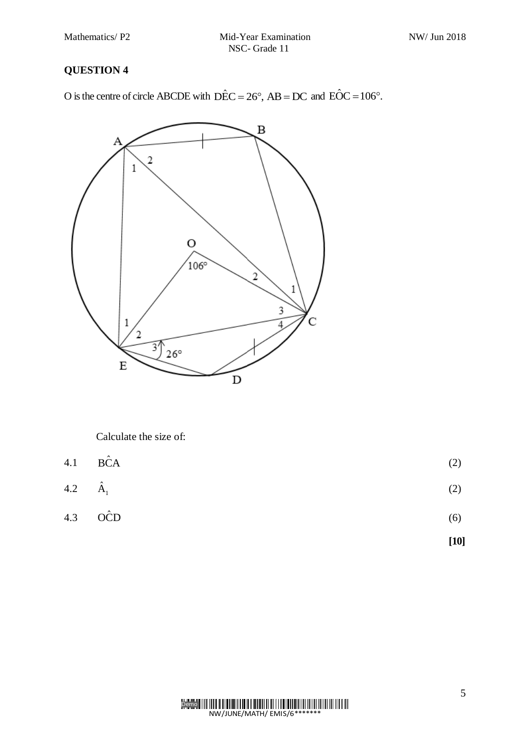## QUESTION 4

O is the centre of circle ABCDE with $D\hat{E}C = 26°$, $AB = DC$ and $E\hat{O}C = 106°$.

Calculate the size of:

4.1 $B\hat{C}A$ (2)

4.2 $\hat{A}_1$ (2)

4.3 $O\hat{C}D$ (6)

**[10]**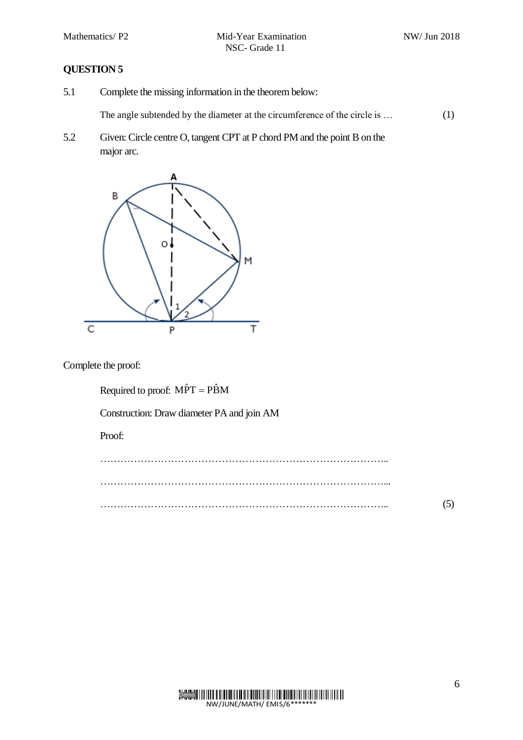## QUESTION 5

5.1 Complete the missing information in the theorem below:

The angle subtended by the diameter at the circumference of the circle is … (1)

5.2 Given: Circle centre O, tangent CPT at P chord PM and the point B on the major arc.

A

B

O

M

1

2

C P T

Complete the proof:

Required to proof: $M\hat{P}T = P\hat{B}M$

Construction: Draw diameter PA and join AM

Proof:

……………………………………………………………………………..

……………………………………………………………………………...

…………………………………………………………………………….. (5)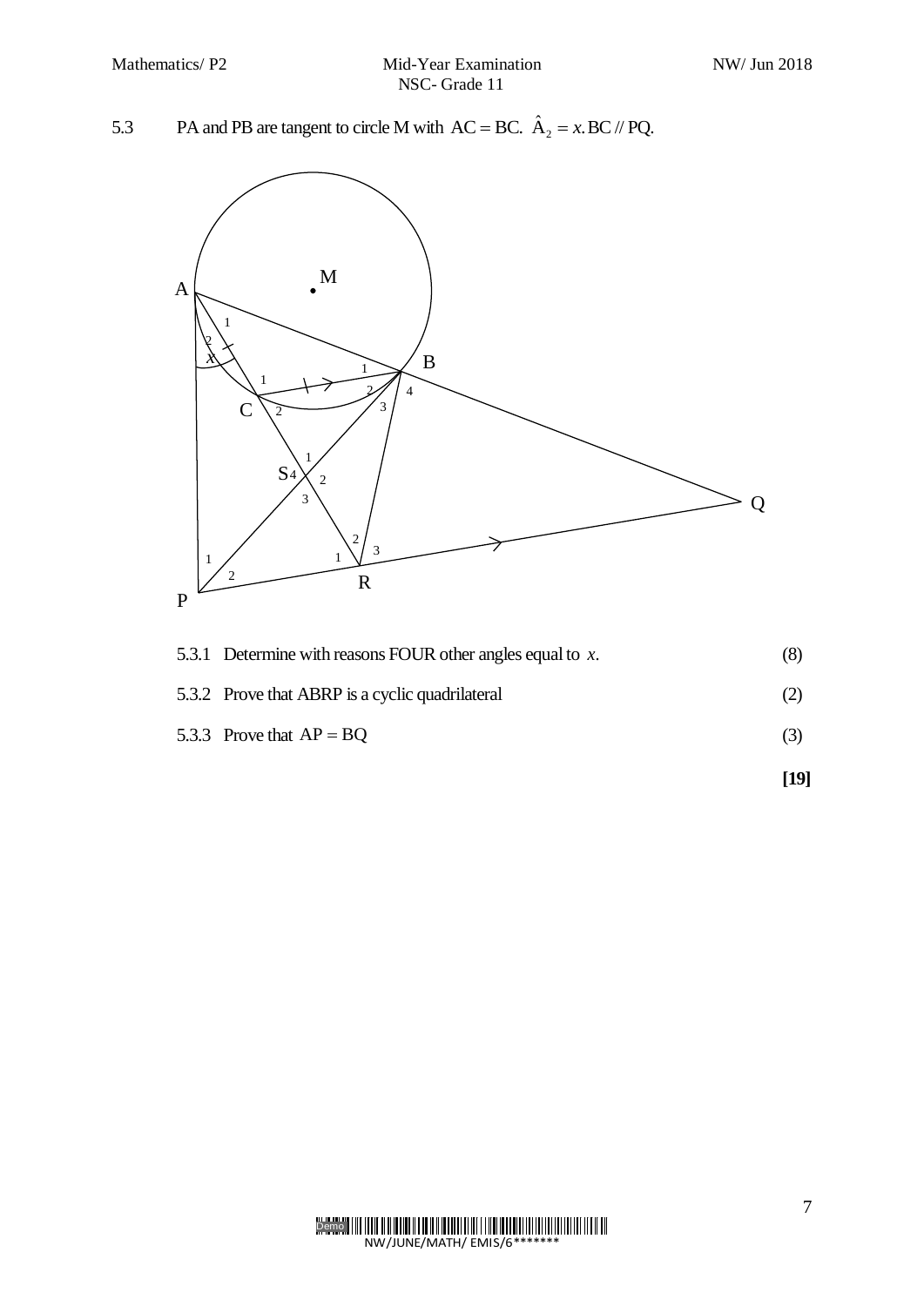5.3 PA and PB are tangent to circle M with $AC = BC$. $\hat{A}_2 = x$. $BC \parallel PQ$.

5.3.1 Determine with reasons FOUR other angles equal to $x$. (8)

5.3.2 Prove that ABRP is a cyclic quadrilateral (2)

5.3.3 Prove that $AP = BQ$ (3)

**[19]**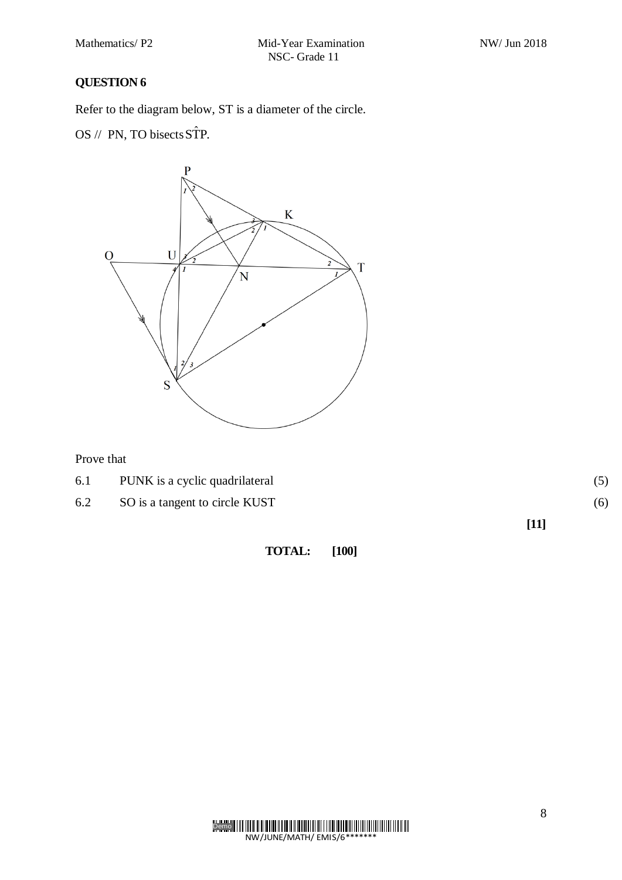**QUESTION 6**

Refer to the diagram below, ST is a diameter of the circle.

OS // PN, TO bisects $\hat{STP}$.

Prove that

| | | |
|---|---|---|
| 6.1 | PUNK is a cyclic quadrilateral | (5) |
| 6.2 | SO is a tangent to circle KUST | (6) |
| | | **[11]** |

**TOTAL: [100]**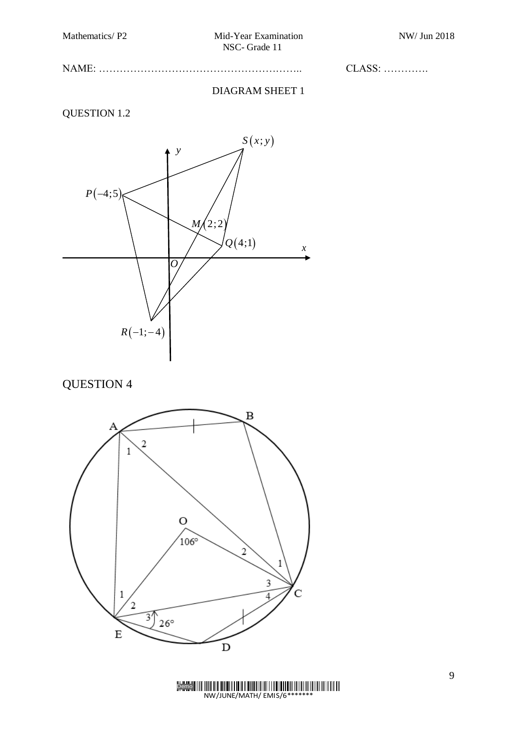NAME: …………………………………………………..    CLASS: ………….

## DIAGRAM SHEET 1

### QUESTION 1.2

$S(x;y)$

$y$

$P(-4;5)$

$M(2;2)$

$Q(4;1)$

$x$

$O$

$R(-1;-4)$

### QUESTION 4

A B

1 2

O

106°

2

1

3

4

C

1

2

3

26°

E

D

NW/JUNE/MATH/ EMIS/6*******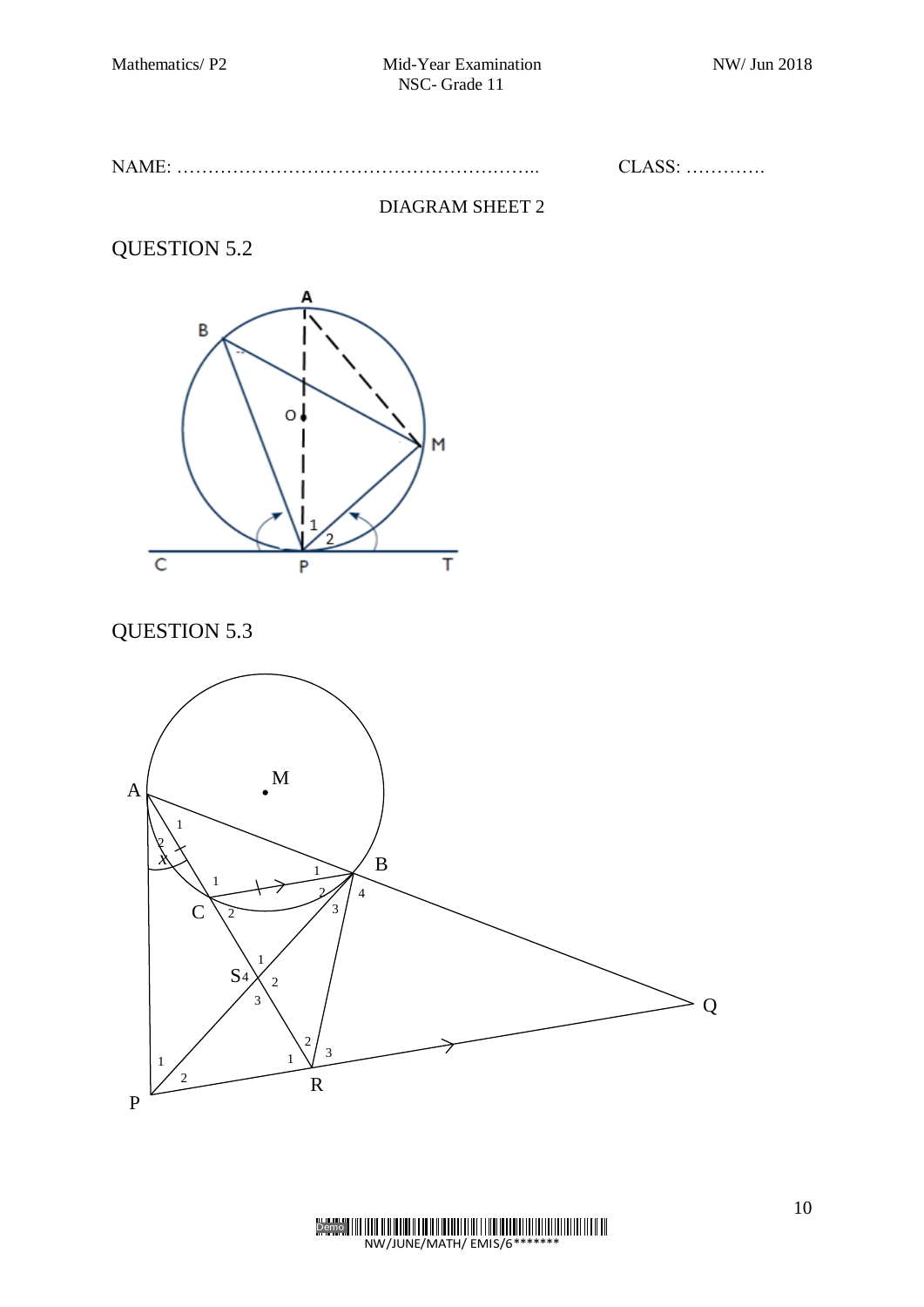NAME: …………………………………………………..  CLASS: ………….

DIAGRAM SHEET 2

## QUESTION 5.2

A

B

O

M

1

2

C

P

T

## QUESTION 5.3

A

M

B

1

2

$x$

1

1

2

4

C

2

3

S4

1

2

3

Q

2

3

1

1

2

R

P

NW/JUNE/MATH/ EMIS/6*******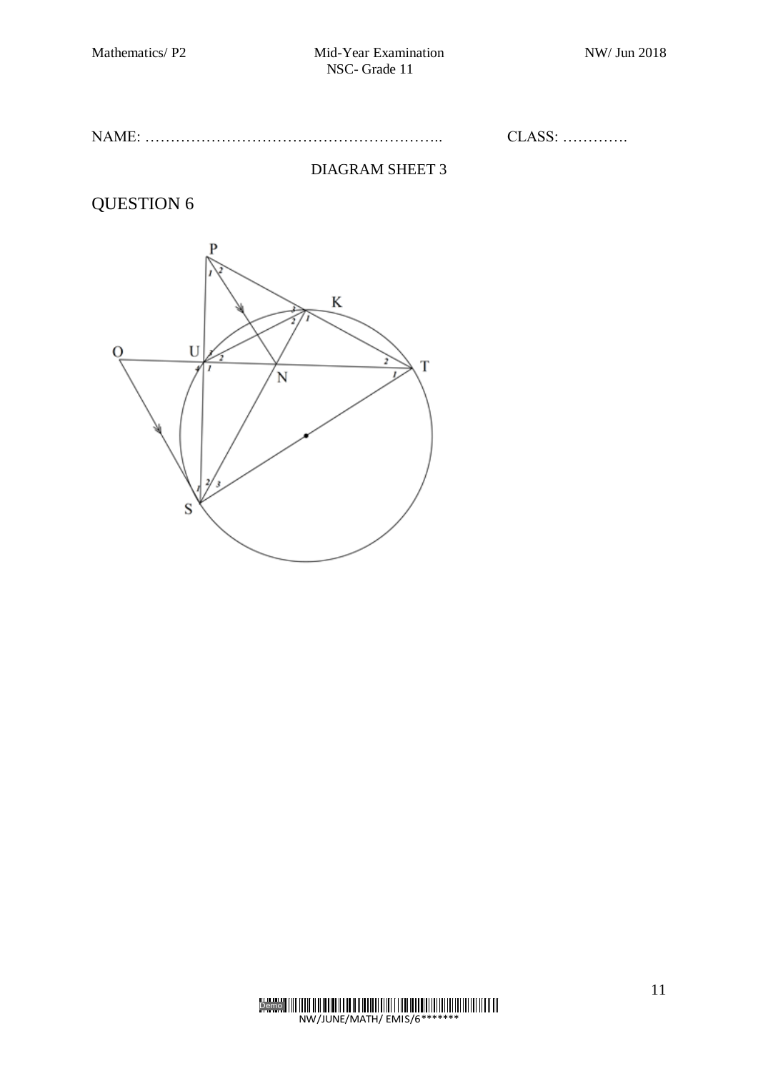NAME: …………………………………………………..  CLASS: ………….

## DIAGRAM SHEET 3

## QUESTION 6

P
1 2
K
3
2 1
O
U
3 2
4 1
N
2
1
T
1 2 3
S